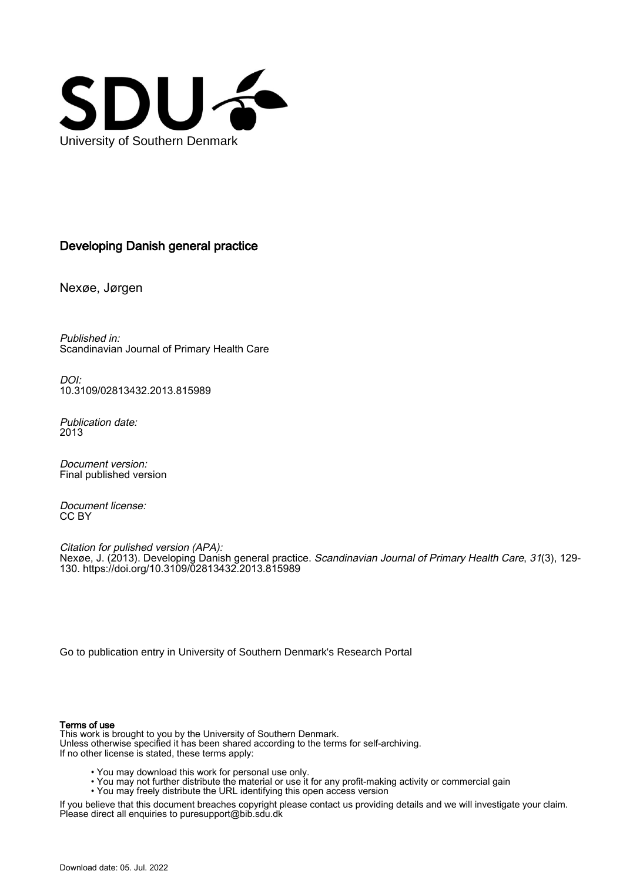University of Southern Denmark

# Developing Danish general practice

Nexøe, Jørgen

*Published in:*
Scandinavian Journal of Primary Health Care

*DOI:*
10.3109/02813432.2013.815989

*Publication date:*
2013

*Document version:*
Final published version

*Document license:*
CC BY

*Citation for pulished version (APA):*
Nexøe, J. (2013). Developing Danish general practice. *Scandinavian Journal of Primary Health Care*, *31*(3), 129-130. https://doi.org/10.3109/02813432.2013.815989

Go to publication entry in University of Southern Denmark's Research Portal

**Terms of use**
This work is brought to you by the University of Southern Denmark.
Unless otherwise specified it has been shared according to the terms for self-archiving.
If no other license is stated, these terms apply:

- You may download this work for personal use only.
- You may not further distribute the material or use it for any profit-making activity or commercial gain
- You may freely distribute the URL identifying this open access version

If you believe that this document breaches copyright please contact us providing details and we will investigate your claim.
Please direct all enquiries to puresupport@bib.sdu.dk

Download date: 05. Jul. 2022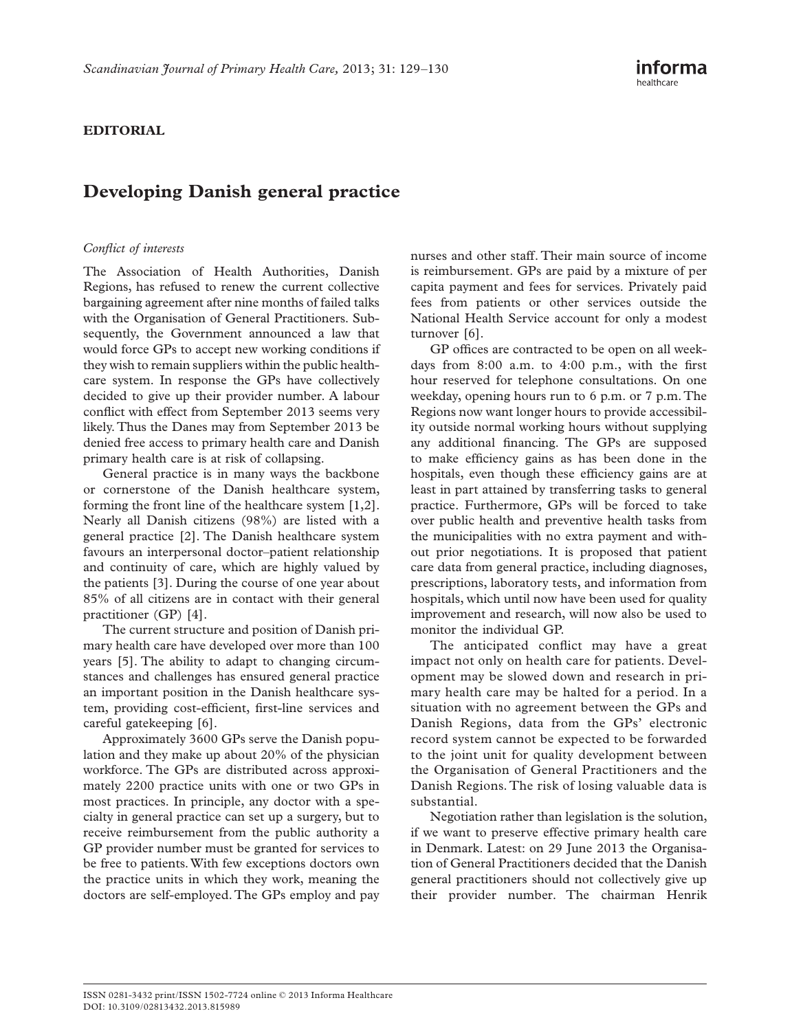**EDITORIAL**

# Developing Danish general practice

*Conflict of interests*

The Association of Health Authorities, Danish Regions, has refused to renew the current collective bargaining agreement after nine months of failed talks with the Organisation of General Practitioners. Subsequently, the Government announced a law that would force GPs to accept new working conditions if they wish to remain suppliers within the public healthcare system. In response the GPs have collectively decided to give up their provider number. A labour conflict with effect from September 2013 seems very likely. Thus the Danes may from September 2013 be denied free access to primary health care and Danish primary health care is at risk of collapsing.

General practice is in many ways the backbone or cornerstone of the Danish healthcare system, forming the front line of the healthcare system [1,2]. Nearly all Danish citizens (98%) are listed with a general practice [2]. The Danish healthcare system favours an interpersonal doctor–patient relationship and continuity of care, which are highly valued by the patients [3]. During the course of one year about 85% of all citizens are in contact with their general practitioner (GP) [4].

The current structure and position of Danish primary health care have developed over more than 100 years [5]. The ability to adapt to changing circumstances and challenges has ensured general practice an important position in the Danish healthcare system, providing cost-efficient, first-line services and careful gatekeeping [6].

Approximately 3600 GPs serve the Danish population and they make up about 20% of the physician workforce. The GPs are distributed across approximately 2200 practice units with one or two GPs in most practices. In principle, any doctor with a specialty in general practice can set up a surgery, but to receive reimbursement from the public authority a GP provider number must be granted for services to be free to patients. With few exceptions doctors own the practice units in which they work, meaning the doctors are self-employed. The GPs employ and pay nurses and other staff. Their main source of income is reimbursement. GPs are paid by a mixture of per capita payment and fees for services. Privately paid fees from patients or other services outside the National Health Service account for only a modest turnover [6].

GP offices are contracted to be open on all weekdays from 8:00 a.m. to 4:00 p.m., with the first hour reserved for telephone consultations. On one weekday, opening hours run to 6 p.m. or 7 p.m. The Regions now want longer hours to provide accessibility outside normal working hours without supplying any additional financing. The GPs are supposed to make efficiency gains as has been done in the hospitals, even though these efficiency gains are at least in part attained by transferring tasks to general practice. Furthermore, GPs will be forced to take over public health and preventive health tasks from the municipalities with no extra payment and without prior negotiations. It is proposed that patient care data from general practice, including diagnoses, prescriptions, laboratory tests, and information from hospitals, which until now have been used for quality improvement and research, will now also be used to monitor the individual GP.

The anticipated conflict may have a great impact not only on health care for patients. Development may be slowed down and research in primary health care may be halted for a period. In a situation with no agreement between the GPs and Danish Regions, data from the GPs' electronic record system cannot be expected to be forwarded to the joint unit for quality development between the Organisation of General Practitioners and the Danish Regions. The risk of losing valuable data is substantial.

Negotiation rather than legislation is the solution, if we want to preserve effective primary health care in Denmark. Latest: on 29 June 2013 the Organisation of General Practitioners decided that the Danish general practitioners should not collectively give up their provider number. The chairman Henrik

ISSN 0281-3432 print/ISSN 1502-7724 online © 2013 Informa Healthcare
DOI: 10.3109/02813432.2013.815989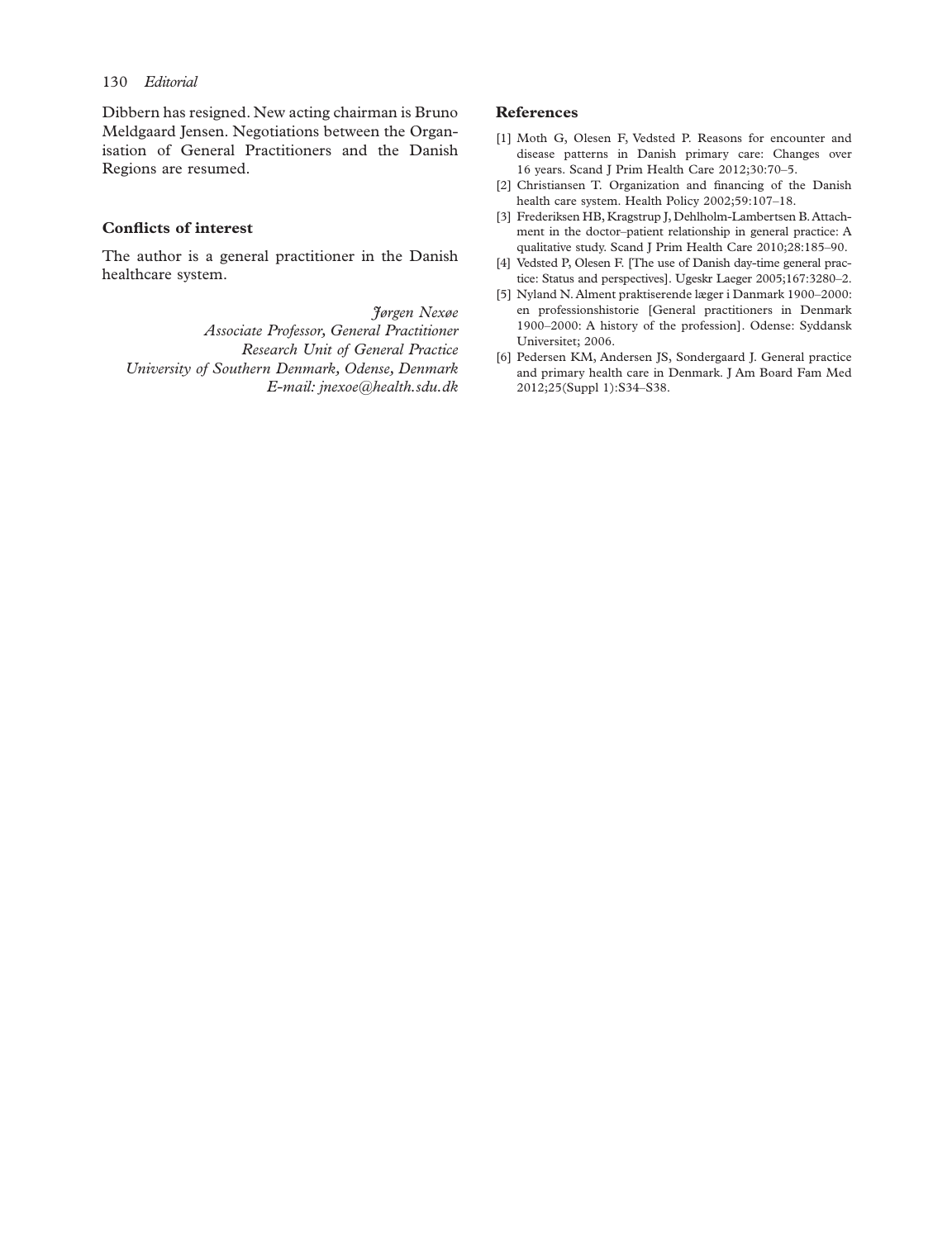Dibbern has resigned. New acting chairman is Bruno Meldgaard Jensen. Negotiations between the Organisation of General Practitioners and the Danish Regions are resumed.

## Conflicts of interest

The author is a general practitioner in the Danish healthcare system.

*Jørgen Nexøe*
*Associate Professor, General Practitioner*
*Research Unit of General Practice*
*University of Southern Denmark, Odense, Denmark*
*E-mail: jnexoe@health.sdu.dk*

## References

[1] Moth G, Olesen F, Vedsted P. Reasons for encounter and disease patterns in Danish primary care: Changes over 16 years. Scand J Prim Health Care 2012;30:70–5.

[2] Christiansen T. Organization and financing of the Danish health care system. Health Policy 2002;59:107–18.

[3] Frederiksen HB, Kragstrup J, Dehlholm-Lambertsen B. Attachment in the doctor–patient relationship in general practice: A qualitative study. Scand J Prim Health Care 2010;28:185–90.

[4] Vedsted P, Olesen F. [The use of Danish day-time general practice: Status and perspectives]. Ugeskr Laeger 2005;167:3280–2.

[5] Nyland N. Alment praktiserende læger i Danmark 1900–2000: en professionshistorie [General practitioners in Denmark 1900–2000: A history of the profession]. Odense: Syddansk Universitet; 2006.

[6] Pedersen KM, Andersen JS, Sondergaard J. General practice and primary health care in Denmark. J Am Board Fam Med 2012;25(Suppl 1):S34–S38.